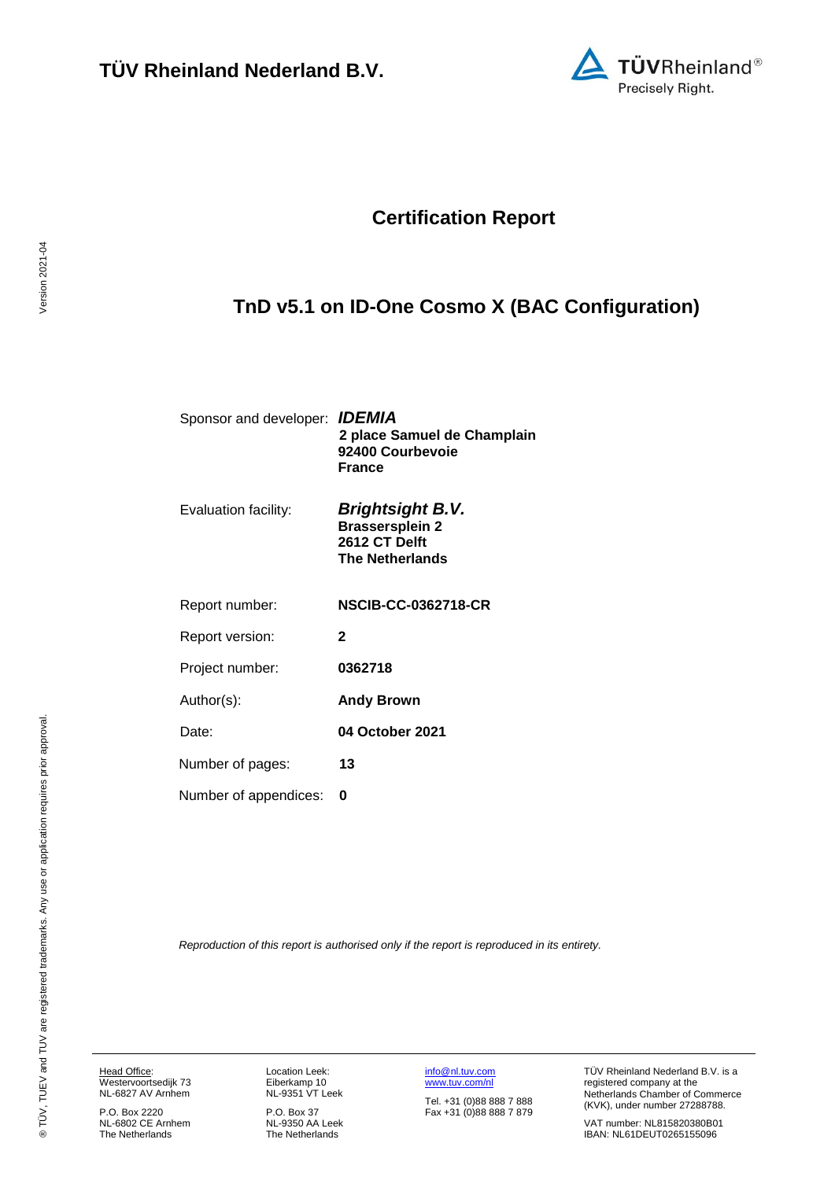**TÜV Rheinland Nederland B.V.**

# Certification Report

## TnD v5.1 on ID-One Cosmo X (BAC Configuration)

| | |
|---|---|
| Sponsor and developer: | ***IDEMIA***<br>**2 place Samuel de Champlain**<br>**92400 Courbevoie**<br>**France** |
| Evaluation facility: | ***Brightsight B.V.***<br>**Brassersplein 2**<br>**2612 CT Delft**<br>**The Netherlands** |
| Report number: | **NSCIB-CC-0362718-CR** |
| Report version: | **2** |
| Project number: | **0362718** |
| Author(s): | **Andy Brown** |
| Date: | **04 October 2021** |
| Number of pages: | **13** |
| Number of appendices: | **0** |

*Reproduction of this report is authorised only if the report is reproduced in its entirety.*

Head Office:
Westervoortsedijk 73
NL-6827 AV Arnhem

P.O. Box 2220
NL-6802 CE Arnhem
The Netherlands

Location Leek:
Eiberkamp 10
NL-9351 VT Leek

P.O. Box 37
NL-9350 AA Leek
The Netherlands

info@nl.tuv.com
www.tuv.com/nl

Tel. +31 (0)88 888 7 888
Fax +31 (0)88 888 7 879

TÜV Rheinland Nederland B.V. is a registered company at the Netherlands Chamber of Commerce (KVK), under number 27288788.

VAT number: NL815820380B01
IBAN: NL61DEUT0265155096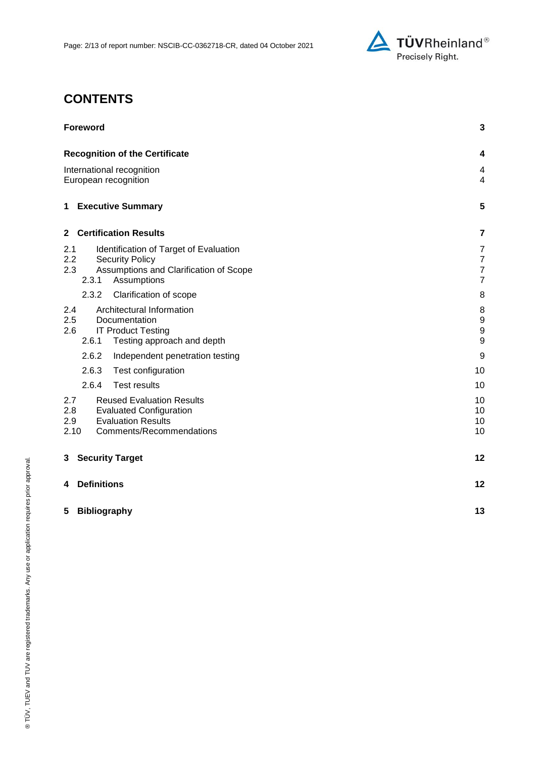# CONTENTS

| | |
|---|---|
| **Foreword** | **3** |
| **Recognition of the Certificate** | **4** |
| International recognition | 4 |
| European recognition | 4 |
| **1 Executive Summary** | **5** |
| **2 Certification Results** | **7** |
| 2.1 Identification of Target of Evaluation | 7 |
| 2.2 Security Policy | 7 |
| 2.3 Assumptions and Clarification of Scope | 7 |
| 2.3.1 Assumptions | 7 |
| 2.3.2 Clarification of scope | 8 |
| 2.4 Architectural Information | 8 |
| 2.5 Documentation | 9 |
| 2.6 IT Product Testing | 9 |
| 2.6.1 Testing approach and depth | 9 |
| 2.6.2 Independent penetration testing | 9 |
| 2.6.3 Test configuration | 10 |
| 2.6.4 Test results | 10 |
| 2.7 Reused Evaluation Results | 10 |
| 2.8 Evaluated Configuration | 10 |
| 2.9 Evaluation Results | 10 |
| 2.10 Comments/Recommendations | 10 |
| **3 Security Target** | **12** |
| **4 Definitions** | **12** |
| **5 Bibliography** | **13** |

® TÜV, TUEV and TUV are registered trademarks. Any use or application requires prior approval.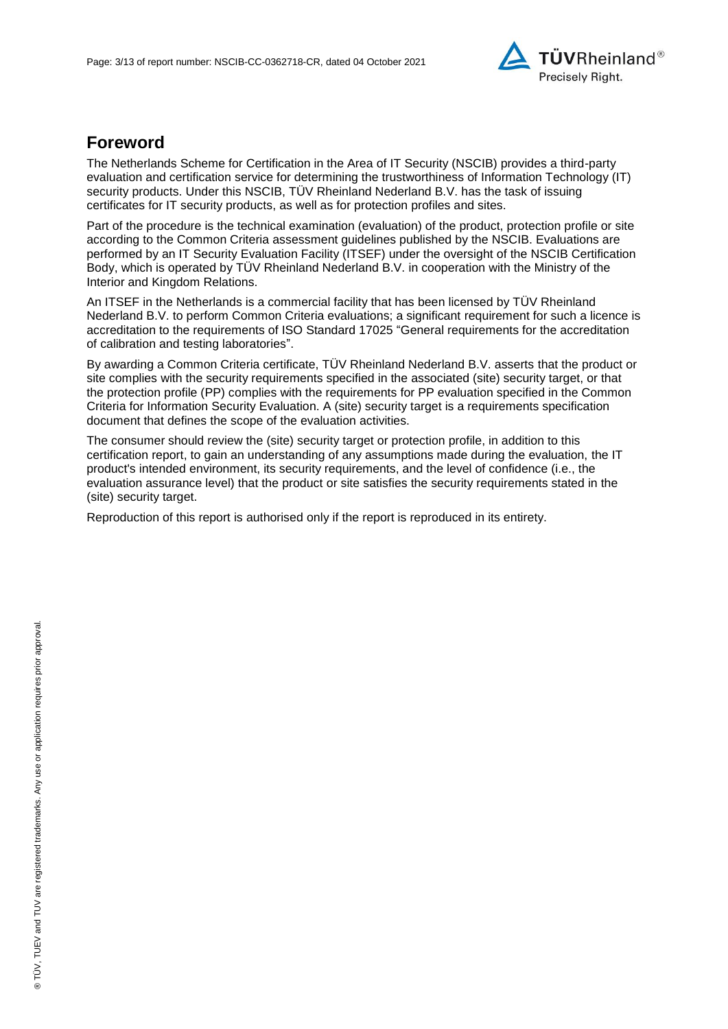## Foreword

The Netherlands Scheme for Certification in the Area of IT Security (NSCIB) provides a third-party evaluation and certification service for determining the trustworthiness of Information Technology (IT) security products. Under this NSCIB, TÜV Rheinland Nederland B.V. has the task of issuing certificates for IT security products, as well as for protection profiles and sites.

Part of the procedure is the technical examination (evaluation) of the product, protection profile or site according to the Common Criteria assessment guidelines published by the NSCIB. Evaluations are performed by an IT Security Evaluation Facility (ITSEF) under the oversight of the NSCIB Certification Body, which is operated by TÜV Rheinland Nederland B.V. in cooperation with the Ministry of the Interior and Kingdom Relations.

An ITSEF in the Netherlands is a commercial facility that has been licensed by TÜV Rheinland Nederland B.V. to perform Common Criteria evaluations; a significant requirement for such a licence is accreditation to the requirements of ISO Standard 17025 "General requirements for the accreditation of calibration and testing laboratories".

By awarding a Common Criteria certificate, TÜV Rheinland Nederland B.V. asserts that the product or site complies with the security requirements specified in the associated (site) security target, or that the protection profile (PP) complies with the requirements for PP evaluation specified in the Common Criteria for Information Security Evaluation. A (site) security target is a requirements specification document that defines the scope of the evaluation activities.

The consumer should review the (site) security target or protection profile, in addition to this certification report, to gain an understanding of any assumptions made during the evaluation, the IT product's intended environment, its security requirements, and the level of confidence (i.e., the evaluation assurance level) that the product or site satisfies the security requirements stated in the (site) security target.

Reproduction of this report is authorised only if the report is reproduced in its entirety.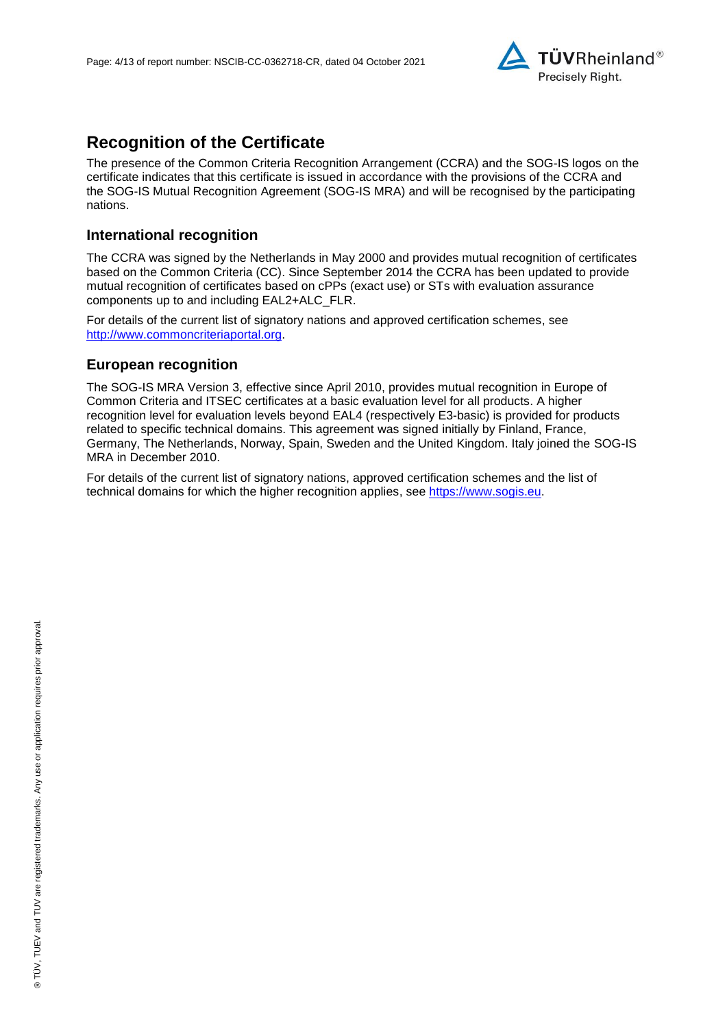# Recognition of the Certificate

The presence of the Common Criteria Recognition Arrangement (CCRA) and the SOG-IS logos on the certificate indicates that this certificate is issued in accordance with the provisions of the CCRA and the SOG-IS Mutual Recognition Agreement (SOG-IS MRA) and will be recognised by the participating nations.

## International recognition

The CCRA was signed by the Netherlands in May 2000 and provides mutual recognition of certificates based on the Common Criteria (CC). Since September 2014 the CCRA has been updated to provide mutual recognition of certificates based on cPPs (exact use) or STs with evaluation assurance components up to and including EAL2+ALC_FLR.

For details of the current list of signatory nations and approved certification schemes, see [http://www.commoncriteriaportal.org](http://www.commoncriteriaportal.org).

## European recognition

The SOG-IS MRA Version 3, effective since April 2010, provides mutual recognition in Europe of Common Criteria and ITSEC certificates at a basic evaluation level for all products. A higher recognition level for evaluation levels beyond EAL4 (respectively E3-basic) is provided for products related to specific technical domains. This agreement was signed initially by Finland, France, Germany, The Netherlands, Norway, Spain, Sweden and the United Kingdom. Italy joined the SOG-IS MRA in December 2010.

For details of the current list of signatory nations, approved certification schemes and the list of technical domains for which the higher recognition applies, see [https://www.sogis.eu](https://www.sogis.eu).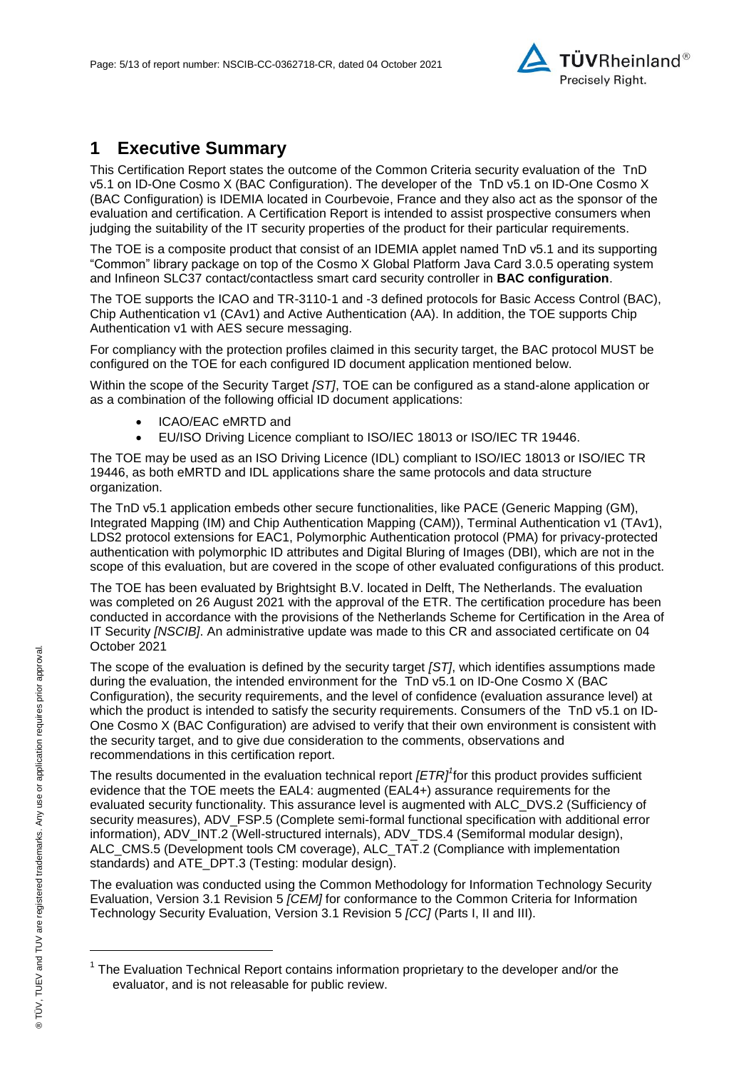# 1 Executive Summary

This Certification Report states the outcome of the Common Criteria security evaluation of the TnD v5.1 on ID-One Cosmo X (BAC Configuration). The developer of the TnD v5.1 on ID-One Cosmo X (BAC Configuration) is IDEMIA located in Courbevoie, France and they also act as the sponsor of the evaluation and certification. A Certification Report is intended to assist prospective consumers when judging the suitability of the IT security properties of the product for their particular requirements.

The TOE is a composite product that consist of an IDEMIA applet named TnD v5.1 and its supporting "Common" library package on top of the Cosmo X Global Platform Java Card 3.0.5 operating system and Infineon SLC37 contact/contactless smart card security controller in **BAC configuration**.

The TOE supports the ICAO and TR-3110-1 and -3 defined protocols for Basic Access Control (BAC), Chip Authentication v1 (CAv1) and Active Authentication (AA). In addition, the TOE supports Chip Authentication v1 with AES secure messaging.

For compliancy with the protection profiles claimed in this security target, the BAC protocol MUST be configured on the TOE for each configured ID document application mentioned below.

Within the scope of the Security Target *[ST]*, TOE can be configured as a stand-alone application or as a combination of the following official ID document applications:

- ICAO/EAC eMRTD and
- EU/ISO Driving Licence compliant to ISO/IEC 18013 or ISO/IEC TR 19446.

The TOE may be used as an ISO Driving Licence (IDL) compliant to ISO/IEC 18013 or ISO/IEC TR 19446, as both eMRTD and IDL applications share the same protocols and data structure organization.

The TnD v5.1 application embeds other secure functionalities, like PACE (Generic Mapping (GM), Integrated Mapping (IM) and Chip Authentication Mapping (CAM)), Terminal Authentication v1 (TAv1), LDS2 protocol extensions for EAC1, Polymorphic Authentication protocol (PMA) for privacy-protected authentication with polymorphic ID attributes and Digital Bluring of Images (DBI), which are not in the scope of this evaluation, but are covered in the scope of other evaluated configurations of this product.

The TOE has been evaluated by Brightsight B.V. located in Delft, The Netherlands. The evaluation was completed on 26 August 2021 with the approval of the ETR. The certification procedure has been conducted in accordance with the provisions of the Netherlands Scheme for Certification in the Area of IT Security *[NSCIB]*. An administrative update was made to this CR and associated certificate on 04 October 2021

The scope of the evaluation is defined by the security target *[ST]*, which identifies assumptions made during the evaluation, the intended environment for the TnD v5.1 on ID-One Cosmo X (BAC Configuration), the security requirements, and the level of confidence (evaluation assurance level) at which the product is intended to satisfy the security requirements. Consumers of the TnD v5.1 on ID-One Cosmo X (BAC Configuration) are advised to verify that their own environment is consistent with the security target, and to give due consideration to the comments, observations and recommendations in this certification report.

The results documented in the evaluation technical report *[ETR]*[1] for this product provides sufficient evidence that the TOE meets the EAL4: augmented (EAL4+) assurance requirements for the evaluated security functionality. This assurance level is augmented with ALC_DVS.2 (Sufficiency of security measures), ADV_FSP.5 (Complete semi-formal functional specification with additional error information), ADV_INT.2 (Well-structured internals), ADV_TDS.4 (Semiformal modular design), ALC_CMS.5 (Development tools CM coverage), ALC_TAT.2 (Compliance with implementation standards) and ATE_DPT.3 (Testing: modular design).

The evaluation was conducted using the Common Methodology for Information Technology Security Evaluation, Version 3.1 Revision 5 *[CEM]* for conformance to the Common Criteria for Information Technology Security Evaluation, Version 3.1 Revision 5 *[CC]* (Parts I, II and III).

[1] The Evaluation Technical Report contains information proprietary to the developer and/or the evaluator, and is not releasable for public review.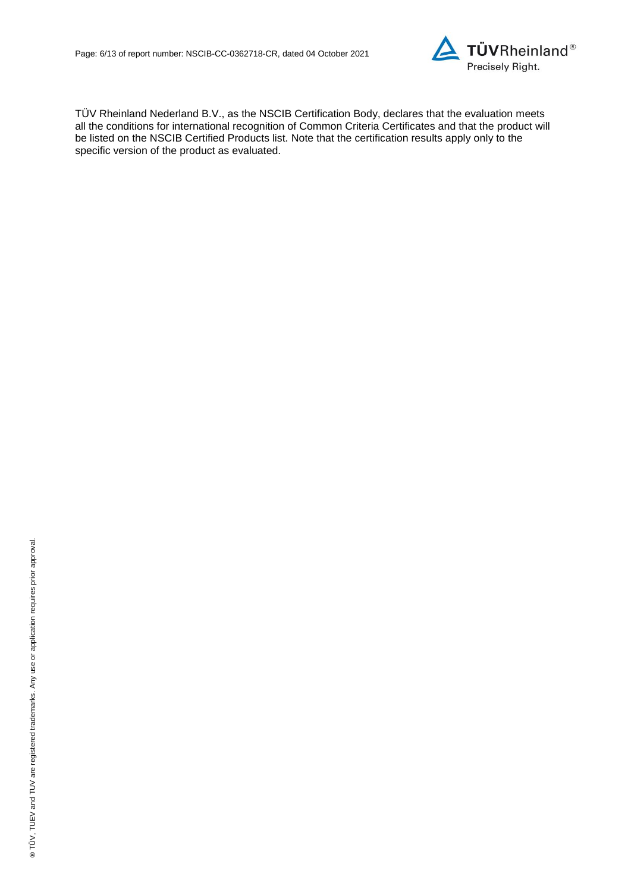TÜV Rheinland Nederland B.V., as the NSCIB Certification Body, declares that the evaluation meets all the conditions for international recognition of Common Criteria Certificates and that the product will be listed on the NSCIB Certified Products list. Note that the certification results apply only to the specific version of the product as evaluated.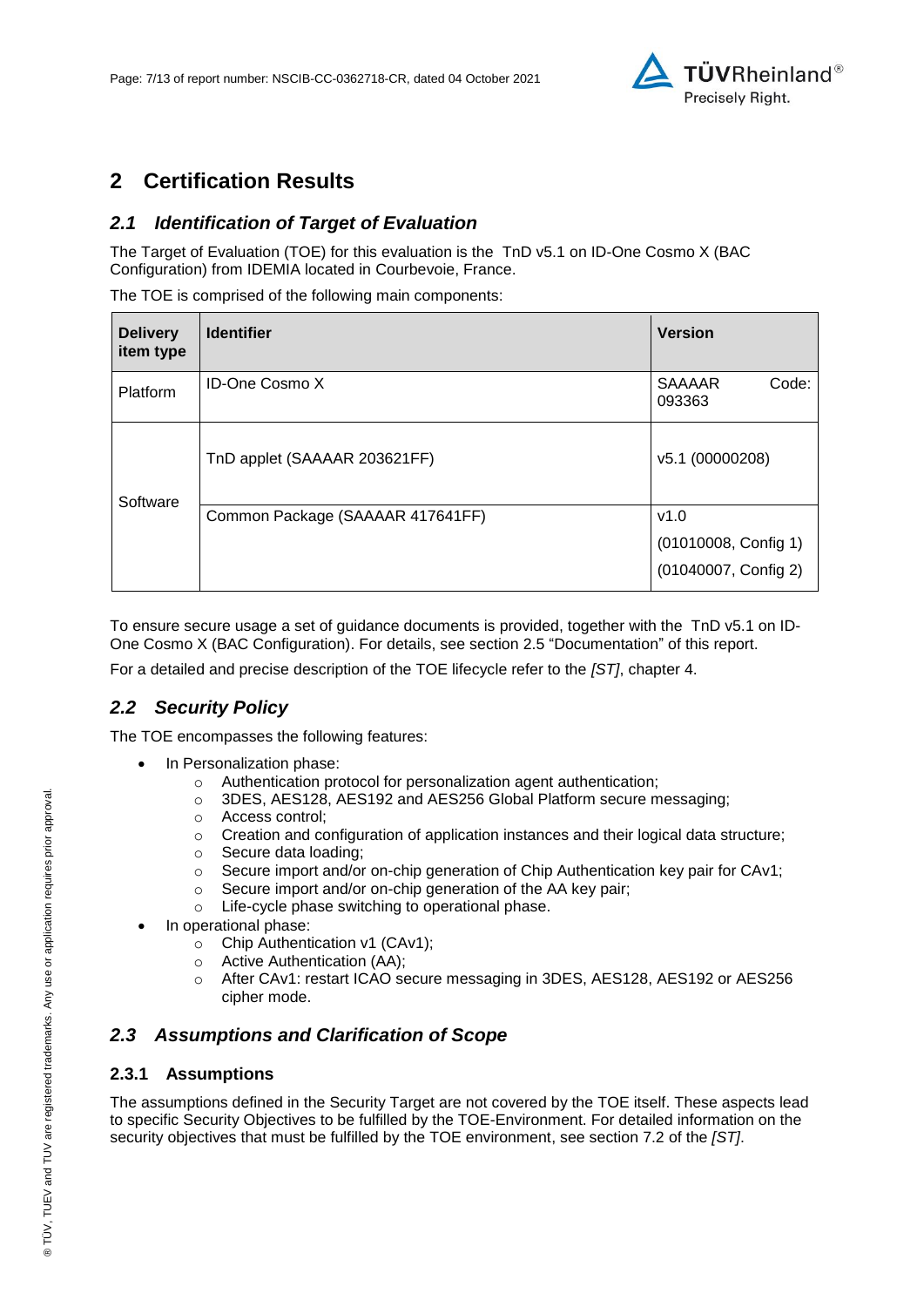# 2 Certification Results

## *2.1 Identification of Target of Evaluation*

The Target of Evaluation (TOE) for this evaluation is the TnD v5.1 on ID-One Cosmo X (BAC Configuration) from IDEMIA located in Courbevoie, France.

The TOE is comprised of the following main components:

| Delivery item type | Identifier | Version |
|---|---|---|
| Platform | ID-One Cosmo X | SAAAAR Code: 093363 |
| Software | TnD applet (SAAAAR 203621FF) | v5.1 (00000208) |
| | Common Package (SAAAAR 417641FF) | v1.0<br>(01010008, Config 1)<br>(01040007, Config 2) |

To ensure secure usage a set of guidance documents is provided, together with the TnD v5.1 on ID-One Cosmo X (BAC Configuration). For details, see section 2.5 "Documentation" of this report.

For a detailed and precise description of the TOE lifecycle refer to the *[ST]*, chapter 4.

## *2.2 Security Policy*

The TOE encompasses the following features:

- In Personalization phase:
  - Authentication protocol for personalization agent authentication;
  - 3DES, AES128, AES192 and AES256 Global Platform secure messaging;
  - Access control;
  - Creation and configuration of application instances and their logical data structure;
  - Secure data loading;
  - Secure import and/or on-chip generation of Chip Authentication key pair for CAv1;
  - Secure import and/or on-chip generation of the AA key pair;
  - Life-cycle phase switching to operational phase.
- In operational phase:
  - Chip Authentication v1 (CAv1);
  - Active Authentication (AA);
  - After CAv1: restart ICAO secure messaging in 3DES, AES128, AES192 or AES256 cipher mode.

## *2.3 Assumptions and Clarification of Scope*

### 2.3.1 Assumptions

The assumptions defined in the Security Target are not covered by the TOE itself. These aspects lead to specific Security Objectives to be fulfilled by the TOE-Environment. For detailed information on the security objectives that must be fulfilled by the TOE environment, see section 7.2 of the *[ST]*.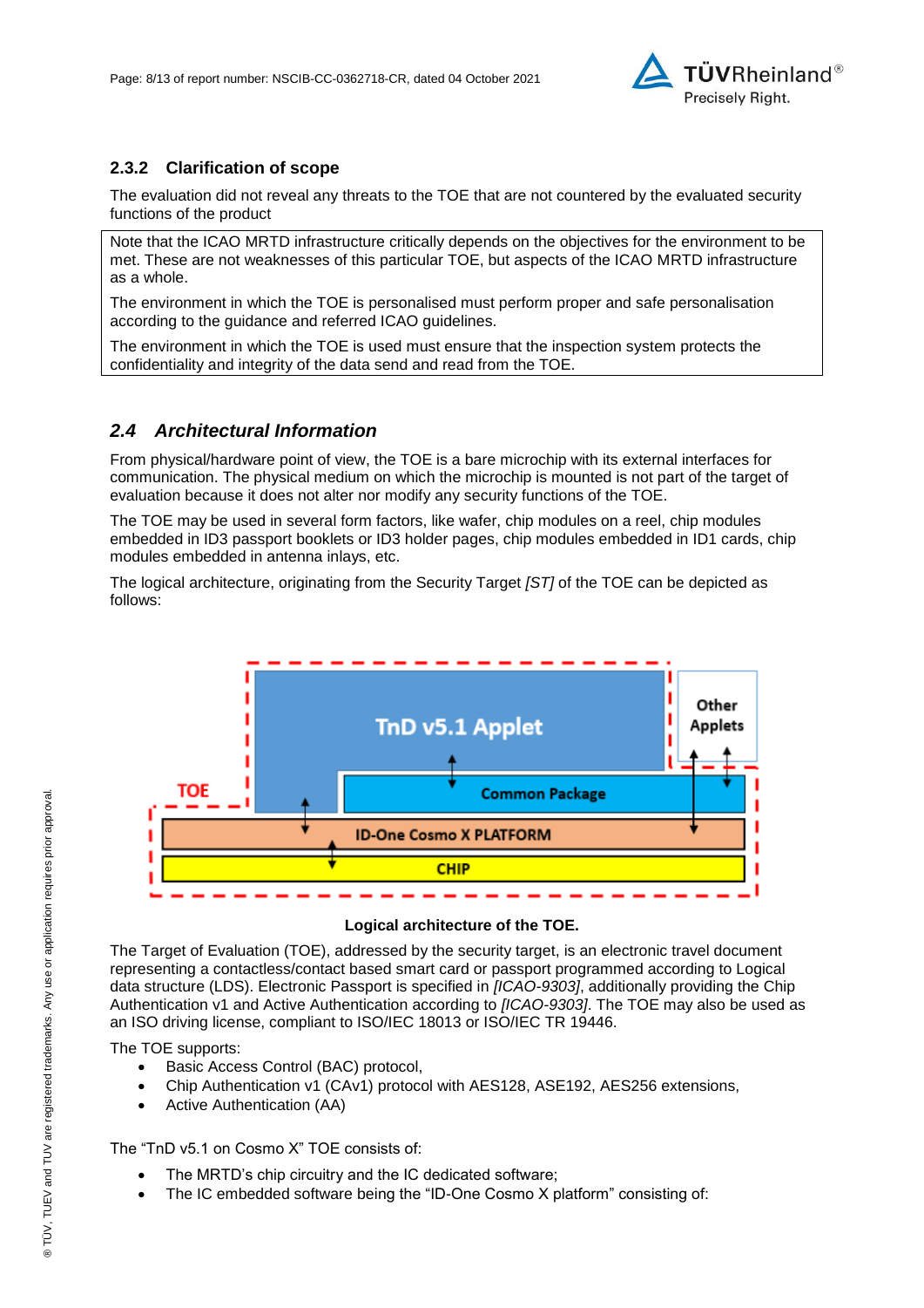### 2.3.2 Clarification of scope

The evaluation did not reveal any threats to the TOE that are not countered by the evaluated security functions of the product

Note that the ICAO MRTD infrastructure critically depends on the objectives for the environment to be met. These are not weaknesses of this particular TOE, but aspects of the ICAO MRTD infrastructure as a whole.

The environment in which the TOE is personalised must perform proper and safe personalisation according to the guidance and referred ICAO guidelines.

The environment in which the TOE is used must ensure that the inspection system protects the confidentiality and integrity of the data send and read from the TOE.

## *2.4 Architectural Information*

From physical/hardware point of view, the TOE is a bare microchip with its external interfaces for communication. The physical medium on which the microchip is mounted is not part of the target of evaluation because it does not alter nor modify any security functions of the TOE.

The TOE may be used in several form factors, like wafer, chip modules on a reel, chip modules embedded in ID3 passport booklets or ID3 holder pages, chip modules embedded in ID1 cards, chip modules embedded in antenna inlays, etc.

The logical architecture, originating from the Security Target *[ST]* of the TOE can be depicted as follows:

TOE | TnD v5.1 Applet | Other Applets | Common Package | ID-One Cosmo X PLATFORM | CHIP

**Logical architecture of the TOE.**

The Target of Evaluation (TOE), addressed by the security target, is an electronic travel document representing a contactless/contact based smart card or passport programmed according to Logical data structure (LDS). Electronic Passport is specified in *[ICAO-9303]*, additionally providing the Chip Authentication v1 and Active Authentication according to *[ICAO-9303]*. The TOE may also be used as an ISO driving license, compliant to ISO/IEC 18013 or ISO/IEC TR 19446.

The TOE supports:

- Basic Access Control (BAC) protocol,
- Chip Authentication v1 (CAv1) protocol with AES128, ASE192, AES256 extensions,
- Active Authentication (AA)

The "TnD v5.1 on Cosmo X" TOE consists of:

- The MRTD's chip circuitry and the IC dedicated software;
- The IC embedded software being the "ID-One Cosmo X platform" consisting of: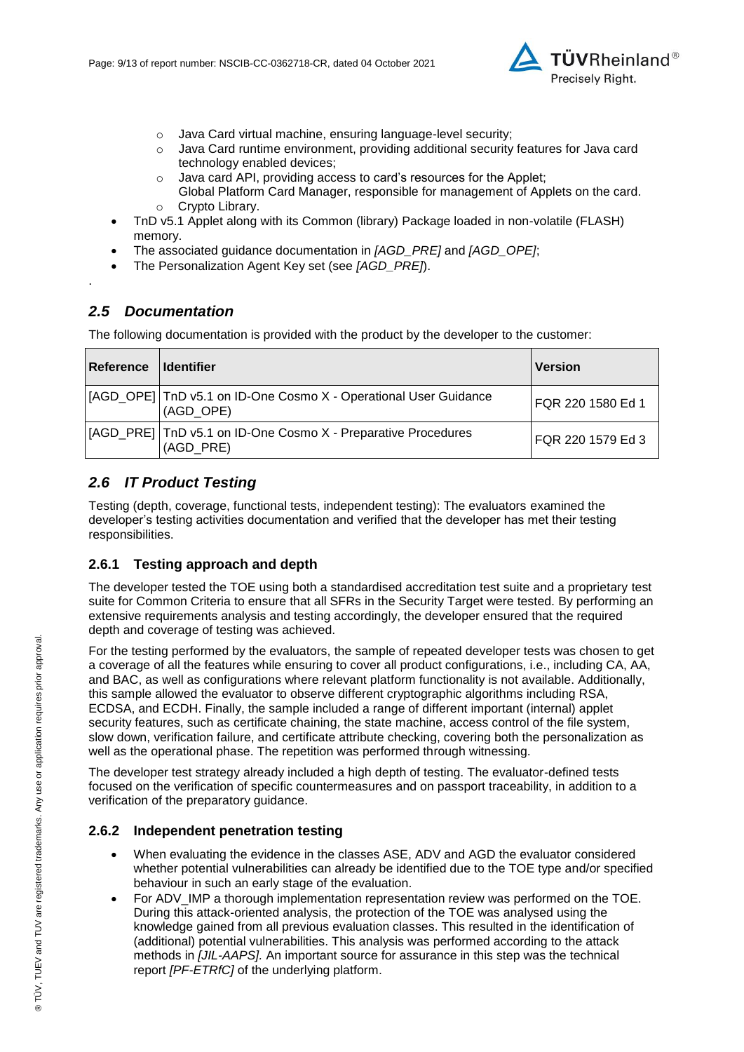- Java Card virtual machine, ensuring language-level security;
  - Java Card runtime environment, providing additional security features for Java card technology enabled devices;
  - Java card API, providing access to card's resources for the Applet;
    Global Platform Card Manager, responsible for management of Applets on the card.
  - Crypto Library.
- TnD v5.1 Applet along with its Common (library) Package loaded in non-volatile (FLASH) memory.
- The associated guidance documentation in *[AGD_PRE]* and *[AGD_OPE]*;
- The Personalization Agent Key set (see *[AGD_PRE]*).

.

## *2.5 Documentation*

The following documentation is provided with the product by the developer to the customer:

| Reference | Identifier | Version |
|---|---|---|
| [AGD_OPE] | TnD v5.1 on ID-One Cosmo X - Operational User Guidance (AGD_OPE) | FQR 220 1580 Ed 1 |
| [AGD_PRE] | TnD v5.1 on ID-One Cosmo X - Preparative Procedures (AGD_PRE) | FQR 220 1579 Ed 3 |

## *2.6 IT Product Testing*

Testing (depth, coverage, functional tests, independent testing): The evaluators examined the developer's testing activities documentation and verified that the developer has met their testing responsibilities.

### 2.6.1 Testing approach and depth

The developer tested the TOE using both a standardised accreditation test suite and a proprietary test suite for Common Criteria to ensure that all SFRs in the Security Target were tested. By performing an extensive requirements analysis and testing accordingly, the developer ensured that the required depth and coverage of testing was achieved.

For the testing performed by the evaluators, the sample of repeated developer tests was chosen to get a coverage of all the features while ensuring to cover all product configurations, i.e., including CA, AA, and BAC, as well as configurations where relevant platform functionality is not available. Additionally, this sample allowed the evaluator to observe different cryptographic algorithms including RSA, ECDSA, and ECDH. Finally, the sample included a range of different important (internal) applet security features, such as certificate chaining, the state machine, access control of the file system, slow down, verification failure, and certificate attribute checking, covering both the personalization as well as the operational phase. The repetition was performed through witnessing.

The developer test strategy already included a high depth of testing. The evaluator-defined tests focused on the verification of specific countermeasures and on passport traceability, in addition to a verification of the preparatory guidance.

### 2.6.2 Independent penetration testing

- When evaluating the evidence in the classes ASE, ADV and AGD the evaluator considered whether potential vulnerabilities can already be identified due to the TOE type and/or specified behaviour in such an early stage of the evaluation.
- For ADV_IMP a thorough implementation representation review was performed on the TOE. During this attack-oriented analysis, the protection of the TOE was analysed using the knowledge gained from all previous evaluation classes. This resulted in the identification of (additional) potential vulnerabilities. This analysis was performed according to the attack methods in *[JIL-AAPS].* An important source for assurance in this step was the technical report *[PF-ETRfC]* of the underlying platform.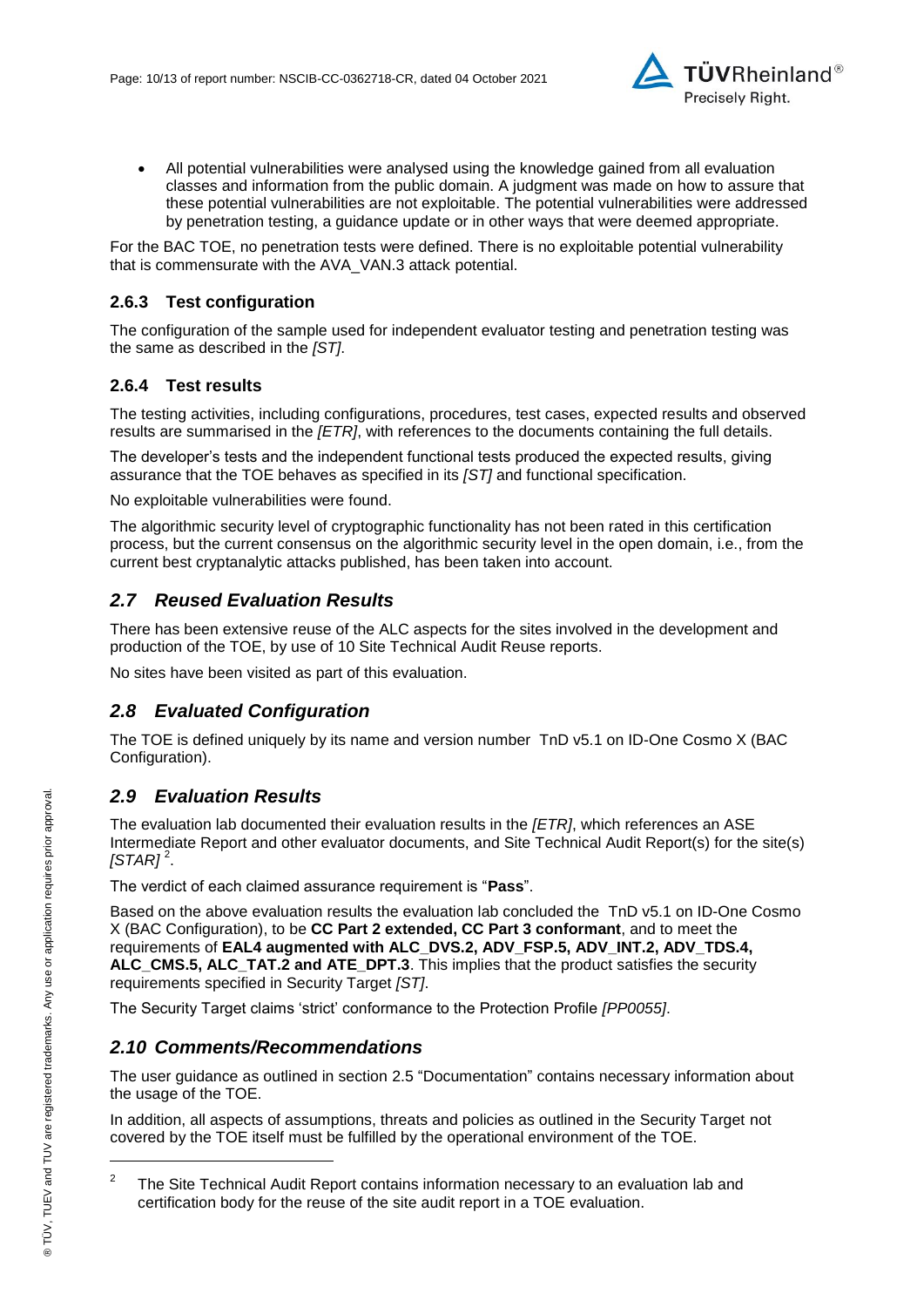- All potential vulnerabilities were analysed using the knowledge gained from all evaluation classes and information from the public domain. A judgment was made on how to assure that these potential vulnerabilities are not exploitable. The potential vulnerabilities were addressed by penetration testing, a guidance update or in other ways that were deemed appropriate.

For the BAC TOE, no penetration tests were defined. There is no exploitable potential vulnerability that is commensurate with the AVA_VAN.3 attack potential.

### 2.6.3 Test configuration

The configuration of the sample used for independent evaluator testing and penetration testing was the same as described in the *[ST]*.

### 2.6.4 Test results

The testing activities, including configurations, procedures, test cases, expected results and observed results are summarised in the *[ETR]*, with references to the documents containing the full details.

The developer's tests and the independent functional tests produced the expected results, giving assurance that the TOE behaves as specified in its *[ST]* and functional specification.

No exploitable vulnerabilities were found.

The algorithmic security level of cryptographic functionality has not been rated in this certification process, but the current consensus on the algorithmic security level in the open domain, i.e., from the current best cryptanalytic attacks published, has been taken into account.

## *2.7 Reused Evaluation Results*

There has been extensive reuse of the ALC aspects for the sites involved in the development and production of the TOE, by use of 10 Site Technical Audit Reuse reports.

No sites have been visited as part of this evaluation.

## *2.8 Evaluated Configuration*

The TOE is defined uniquely by its name and version number TnD v5.1 on ID-One Cosmo X (BAC Configuration).

## *2.9 Evaluation Results*

The evaluation lab documented their evaluation results in the *[ETR]*, which references an ASE Intermediate Report and other evaluator documents, and Site Technical Audit Report(s) for the site(s) *[STAR]* [2].

The verdict of each claimed assurance requirement is "**Pass**".

Based on the above evaluation results the evaluation lab concluded the TnD v5.1 on ID-One Cosmo X (BAC Configuration), to be **CC Part 2 extended, CC Part 3 conformant**, and to meet the requirements of **EAL4 augmented with ALC_DVS.2, ADV_FSP.5, ADV_INT.2, ADV_TDS.4, ALC_CMS.5, ALC_TAT.2 and ATE_DPT.3**. This implies that the product satisfies the security requirements specified in Security Target *[ST]*.

The Security Target claims 'strict' conformance to the Protection Profile *[PP0055]*.

## *2.10 Comments/Recommendations*

The user guidance as outlined in section 2.5 "Documentation" contains necessary information about the usage of the TOE.

In addition, all aspects of assumptions, threats and policies as outlined in the Security Target not covered by the TOE itself must be fulfilled by the operational environment of the TOE.

---

[2] The Site Technical Audit Report contains information necessary to an evaluation lab and certification body for the reuse of the site audit report in a TOE evaluation.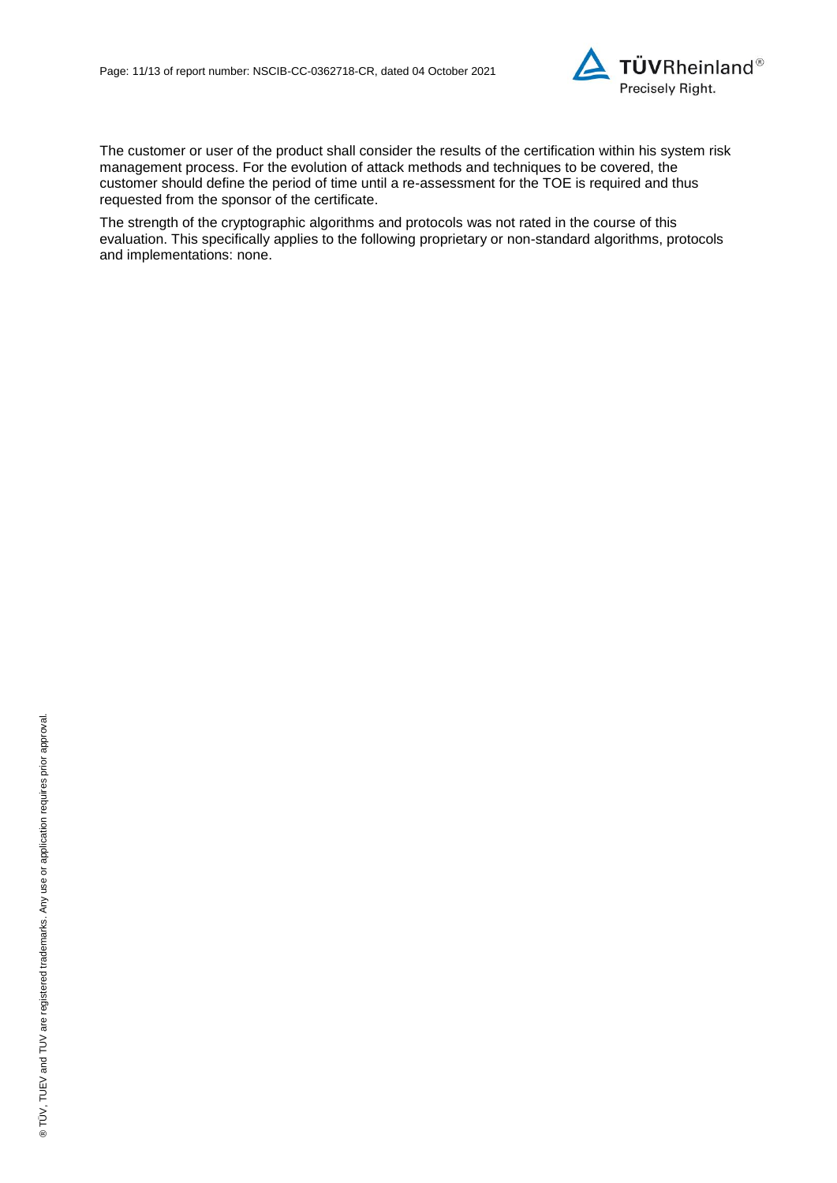The customer or user of the product shall consider the results of the certification within his system risk management process. For the evolution of attack methods and techniques to be covered, the customer should define the period of time until a re-assessment for the TOE is required and thus requested from the sponsor of the certificate.

The strength of the cryptographic algorithms and protocols was not rated in the course of this evaluation. This specifically applies to the following proprietary or non-standard algorithms, protocols and implementations: none.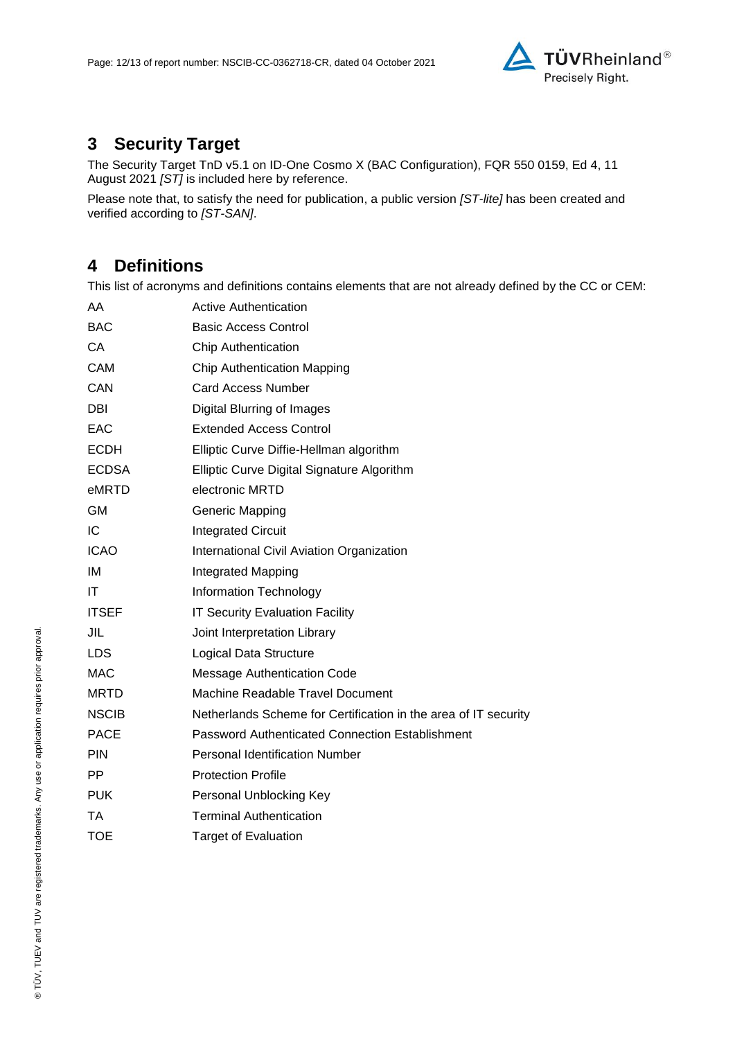# 3 Security Target

The Security Target TnD v5.1 on ID-One Cosmo X (BAC Configuration), FQR 550 0159, Ed 4, 11 August 2021 *[ST]* is included here by reference.

Please note that, to satisfy the need for publication, a public version *[ST-lite]* has been created and verified according to *[ST-SAN]*.

# 4 Definitions

This list of acronyms and definitions contains elements that are not already defined by the CC or CEM:

| | |
|---|---|
| AA | Active Authentication |
| BAC | Basic Access Control |
| CA | Chip Authentication |
| CAM | Chip Authentication Mapping |
| CAN | Card Access Number |
| DBI | Digital Blurring of Images |
| EAC | Extended Access Control |
| ECDH | Elliptic Curve Diffie-Hellman algorithm |
| ECDSA | Elliptic Curve Digital Signature Algorithm |
| eMRTD | electronic MRTD |
| GM | Generic Mapping |
| IC | Integrated Circuit |
| ICAO | International Civil Aviation Organization |
| IM | Integrated Mapping |
| IT | Information Technology |
| ITSEF | IT Security Evaluation Facility |
| JIL | Joint Interpretation Library |
| LDS | Logical Data Structure |
| MAC | Message Authentication Code |
| MRTD | Machine Readable Travel Document |
| NSCIB | Netherlands Scheme for Certification in the area of IT security |
| PACE | Password Authenticated Connection Establishment |
| PIN | Personal Identification Number |
| PP | Protection Profile |
| PUK | Personal Unblocking Key |
| TA | Terminal Authentication |
| TOE | Target of Evaluation |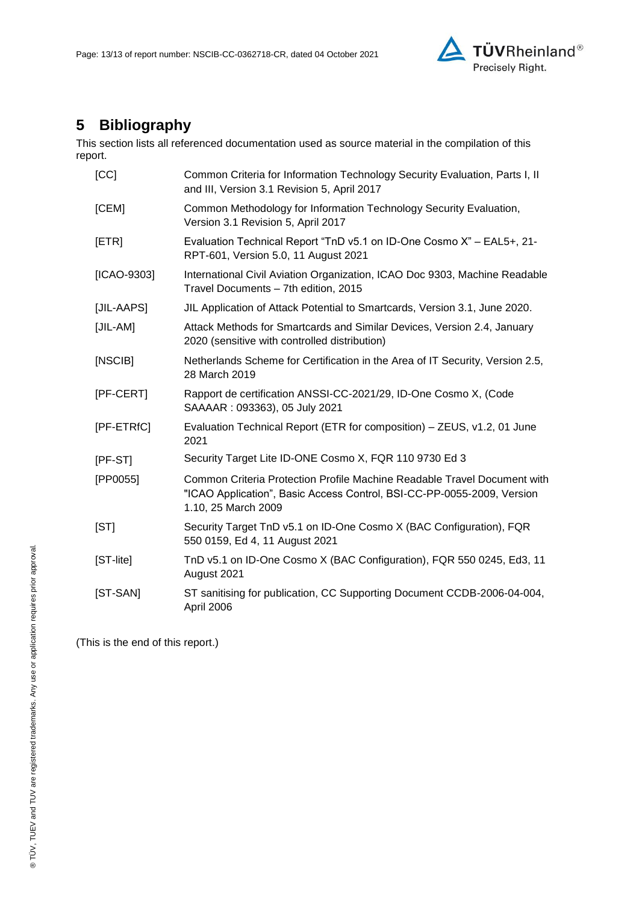## 5 Bibliography

This section lists all referenced documentation used as source material in the compilation of this report.

| | |
|---|---|
| [CC] | Common Criteria for Information Technology Security Evaluation, Parts I, II and III, Version 3.1 Revision 5, April 2017 |
| [CEM] | Common Methodology for Information Technology Security Evaluation, Version 3.1 Revision 5, April 2017 |
| [ETR] | Evaluation Technical Report "TnD v5.1 on ID-One Cosmo X" – EAL5+, 21-RPT-601, Version 5.0, 11 August 2021 |
| [ICAO-9303] | International Civil Aviation Organization, ICAO Doc 9303, Machine Readable Travel Documents – 7th edition, 2015 |
| [JIL-AAPS] | JIL Application of Attack Potential to Smartcards, Version 3.1, June 2020. |
| [JIL-AM] | Attack Methods for Smartcards and Similar Devices, Version 2.4, January 2020 (sensitive with controlled distribution) |
| [NSCIB] | Netherlands Scheme for Certification in the Area of IT Security, Version 2.5, 28 March 2019 |
| [PF-CERT] | Rapport de certification ANSSI-CC-2021/29, ID-One Cosmo X, (Code SAAAAR : 093363), 05 July 2021 |
| [PF-ETRfC] | Evaluation Technical Report (ETR for composition) – ZEUS, v1.2, 01 June 2021 |
| [PF-ST] | Security Target Lite ID-ONE Cosmo X, FQR 110 9730 Ed 3 |
| [PP0055] | Common Criteria Protection Profile Machine Readable Travel Document with "ICAO Application", Basic Access Control, BSI-CC-PP-0055-2009, Version 1.10, 25 March 2009 |
| [ST] | Security Target TnD v5.1 on ID-One Cosmo X (BAC Configuration), FQR 550 0159, Ed 4, 11 August 2021 |
| [ST-lite] | TnD v5.1 on ID-One Cosmo X (BAC Configuration), FQR 550 0245, Ed3, 11 August 2021 |
| [ST-SAN] | ST sanitising for publication, CC Supporting Document CCDB-2006-04-004, April 2006 |

(This is the end of this report.)